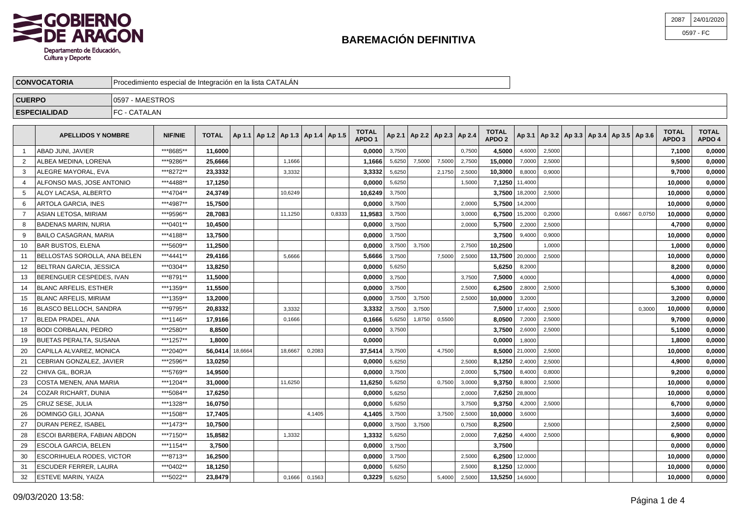GOBIERNO DE ARAGON
Departamento de Educación, Cultura y Deporte

# BAREMACIÓN DEFINITIVA

| 2087 | 24/01/2020 |
|---|---|
| 0597 - FC | |

| | |
|---|---|
| **CONVOCATORIA** | Procedimiento especial de Integración en la lista CATALÁN |
| **CUERPO** | 0597 - MAESTROS |
| **ESPECIALIDAD** | FC - CATALAN |

| | APELLIDOS Y NOMBRE | NIF/NIE | TOTAL | Ap 1.1 | Ap 1.2 | Ap 1.3 | Ap 1.4 | Ap 1.5 | TOTAL APDO 1 | Ap 2.1 | Ap 2.2 | Ap 2.3 | Ap 2.4 | TOTAL APDO 2 | Ap 3.1 | Ap 3.2 | Ap 3.3 | Ap 3.4 | Ap 3.5 | Ap 3.6 | TOTAL APDO 3 | TOTAL APDO 4 |
|---|---|---|---|---|---|---|---|---|---|---|---|---|---|---|---|---|---|---|---|---|---|---|
| 1 | ABAD JUNI, JAVIER | ***8685** | **11,6000** | | | | | | **0,0000** | 3,7500 | | | 0,7500 | **4,5000** | 4,6000 | 2,5000 | | | | | **7,1000** | **0,0000** |
| 2 | ALBEA MEDINA, LORENA | ***9286** | **25,6666** | | | 1,1666 | | | **1,1666** | 5,6250 | 7,5000 | 7,5000 | 2,7500 | **15,0000** | 7,0000 | 2,5000 | | | | | **9,5000** | **0,0000** |
| 3 | ALEGRE MAYORAL, EVA | ***8272** | **23,3332** | | | 3,3332 | | | **3,3332** | 5,6250 | | 2,1750 | 2,5000 | **10,3000** | 8,8000 | 0,9000 | | | | | **9,7000** | **0,0000** |
| 4 | ALFONSO MAS, JOSE ANTONIO | ***4488** | **17,1250** | | | | | | **0,0000** | 5,6250 | | | 1,5000 | **7,1250** | 11,4000 | | | | | | **10,0000** | **0,0000** |
| 5 | ALOY LACASA, ALBERTO | ***4704** | **24,3749** | | | 10,6249 | | | **10,6249** | 3,7500 | | | | **3,7500** | 18,2000 | 2,5000 | | | | | **10,0000** | **0,0000** |
| 6 | ARTOLA GARCIA, INES | ***4987** | **15,7500** | | | | | | **0,0000** | 3,7500 | | | 2,0000 | **5,7500** | 14,2000 | | | | | | **10,0000** | **0,0000** |
| 7 | ASIAN LETOSA, MIRIAM | ***9596** | **28,7083** | | | 11,1250 | | 0,8333 | **11,9583** | 3,7500 | | | 3,0000 | **6,7500** | 15,2000 | 0,2000 | | | 0,6667 | 0,0750 | **10,0000** | **0,0000** |
| 8 | BADENAS MARIN, NURIA | ***0401** | **10,4500** | | | | | | **0,0000** | 3,7500 | | | 2,0000 | **5,7500** | 2,2000 | 2,5000 | | | | | **4,7000** | **0,0000** |
| 9 | BAILO CASAGRAN, MARIA | ***4188** | **13,7500** | | | | | | **0,0000** | 3,7500 | | | | **3,7500** | 9,4000 | 0,9000 | | | | | **10,0000** | **0,0000** |
| 10 | BAR BUSTOS, ELENA | ***5609** | **11,2500** | | | | | | **0,0000** | 3,7500 | 3,7500 | | 2,7500 | **10,2500** | | 1,0000 | | | | | **1,0000** | **0,0000** |
| 11 | BELLOSTAS SOROLLA, ANA BELEN | ***4441** | **29,4166** | | | 5,6666 | | | **5,6666** | 3,7500 | | 7,5000 | 2,5000 | **13,7500** | 20,0000 | 2,5000 | | | | | **10,0000** | **0,0000** |
| 12 | BELTRAN GARCIA, JESSICA | ***0304** | **13,8250** | | | | | | **0,0000** | 5,6250 | | | | **5,6250** | 8,2000 | | | | | | **8,2000** | **0,0000** |
| 13 | BERENGUER CESPEDES, IVAN | ***8791** | **11,5000** | | | | | | **0,0000** | 3,7500 | | | 3,7500 | **7,5000** | 4,0000 | | | | | | **4,0000** | **0,0000** |
| 14 | BLANC ARFELIS, ESTHER | ***1359** | **11,5500** | | | | | | **0,0000** | 3,7500 | | | 2,5000 | **6,2500** | 2,8000 | 2,5000 | | | | | **5,3000** | **0,0000** |
| 15 | BLANC ARFELIS, MIRIAM | ***1359** | **13,2000** | | | | | | **0,0000** | 3,7500 | 3,7500 | | 2,5000 | **10,0000** | 3,2000 | | | | | | **3,2000** | **0,0000** |
| 16 | BLASCO BELLOCH, SANDRA | ***9795** | **20,8332** | | | 3,3332 | | | **3,3332** | 3,7500 | 3,7500 | | | **7,5000** | 17,4000 | 2,5000 | | | | 0,3000 | **10,0000** | **0,0000** |
| 17 | BLEDA PRADEL, ANA | ***1146** | **17,9166** | | | 0,1666 | | | **0,1666** | 5,6250 | 1,8750 | 0,5500 | | **8,0500** | 7,2000 | 2,5000 | | | | | **9,7000** | **0,0000** |
| 18 | BODI CORBALAN, PEDRO | ***2580** | **8,8500** | | | | | | **0,0000** | 3,7500 | | | | **3,7500** | 2,6000 | 2,5000 | | | | | **5,1000** | **0,0000** |
| 19 | BUETAS PERALTA, SUSANA | ***1257** | **1,8000** | | | | | | **0,0000** | | | | | **0,0000** | 1,8000 | | | | | | **1,8000** | **0,0000** |
| 20 | CAPILLA ALVAREZ, MONICA | ***2040** | **56,0414** | 18,6664 | | 18,6667 | 0,2083 | | **37,5414** | 3,7500 | | 4,7500 | | **8,5000** | 21,0000 | 2,5000 | | | | | **10,0000** | **0,0000** |
| 21 | CEBRIAN GONZALEZ, JAVIER | ***2596** | **13,0250** | | | | | | **0,0000** | 5,6250 | | | 2,5000 | **8,1250** | 2,4000 | 2,5000 | | | | | **4,9000** | **0,0000** |
| 22 | CHIVA GIL, BORJA | ***5769** | **14,9500** | | | | | | **0,0000** | 3,7500 | | | 2,0000 | **5,7500** | 8,4000 | 0,8000 | | | | | **9,2000** | **0,0000** |
| 23 | COSTA MENEN, ANA MARIA | ***1204** | **31,0000** | | | 11,6250 | | | **11,6250** | 5,6250 | | 0,7500 | 3,0000 | **9,3750** | 8,8000 | 2,5000 | | | | | **10,0000** | **0,0000** |
| 24 | COZAR RICHART, DUNIA | ***5084** | **17,6250** | | | | | | **0,0000** | 5,6250 | | | 2,0000 | **7,6250** | 28,8000 | | | | | | **10,0000** | **0,0000** |
| 25 | CRUZ SESE, JULIA | ***1328** | **16,0750** | | | | | | **0,0000** | 5,6250 | | | 3,7500 | **9,3750** | 4,2000 | 2,5000 | | | | | **6,7000** | **0,0000** |
| 26 | DOMINGO GILI, JOANA | ***1508** | **17,7405** | | | | 4,1405 | | **4,1405** | 3,7500 | | 3,7500 | 2,5000 | **10,0000** | 3,6000 | | | | | | **3,6000** | **0,0000** |
| 27 | DURAN PEREZ, ISABEL | ***1473** | **10,7500** | | | | | | **0,0000** | 3,7500 | 3,7500 | | 0,7500 | **8,2500** | | 2,5000 | | | | | **2,5000** | **0,0000** |
| 28 | ESCOI BARBERA, FABIAN ABDON | ***7150** | **15,8582** | | | 1,3332 | | | **1,3332** | 5,6250 | | | 2,0000 | **7,6250** | 4,4000 | 2,5000 | | | | | **6,9000** | **0,0000** |
| 29 | ESCOLA GARCIA, BELEN | ***1154** | **3,7500** | | | | | | **0,0000** | 3,7500 | | | | **3,7500** | | | | | | | **0,0000** | **0,0000** |
| 30 | ESCORIHUELA RODES, VICTOR | ***8713** | **16,2500** | | | | | | **0,0000** | 3,7500 | | | 2,5000 | **6,2500** | 12,0000 | | | | | | **10,0000** | **0,0000** |
| 31 | ESCUDER FERRER, LAURA | ***0402** | **18,1250** | | | | | | **0,0000** | 5,6250 | | | 2,5000 | **8,1250** | 12,0000 | | | | | | **10,0000** | **0,0000** |
| 32 | ESTEVE MARIN, YAIZA | ***5022** | **23,8479** | | | 0,1666 | 0,1563 | | **0,3229** | 5,6250 | | 5,4000 | 2,5000 | **13,5250** | 14,6000 | | | | | | **10,0000** | **0,0000** |

09/03/2020 13:58: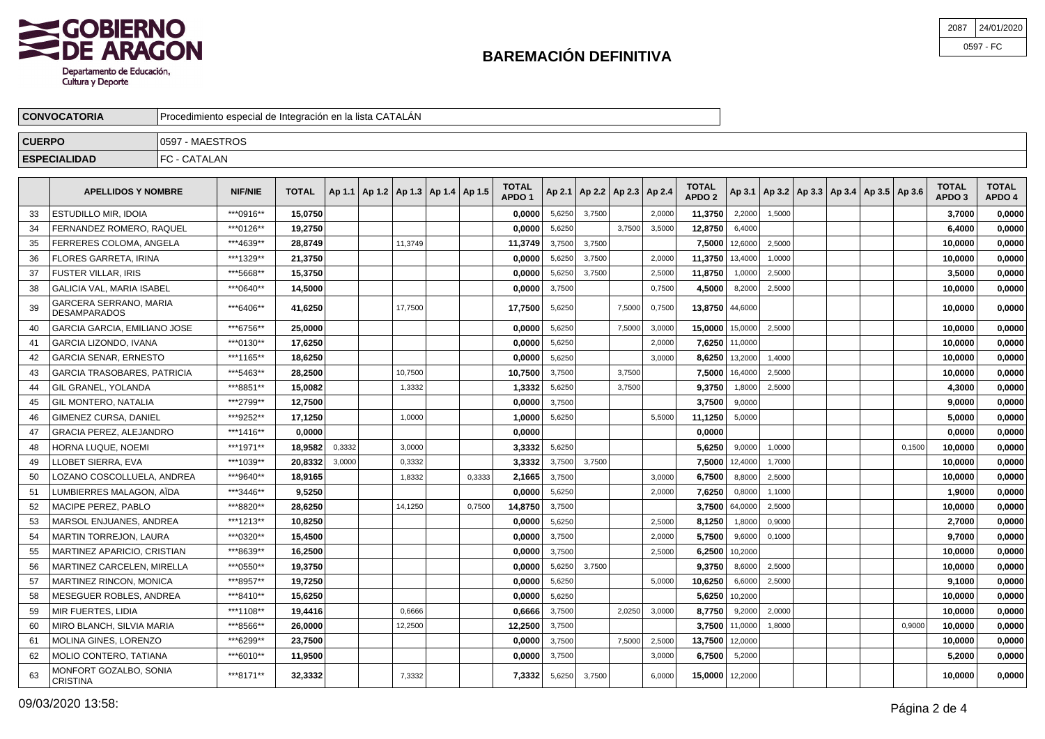# BAREMACIÓN DEFINITIVA

| 2087 | 24/01/2020 |
|---|---|
| 0597 - FC | |

| | |
|---|---|
| **CONVOCATORIA** | Procedimiento especial de Integración en la lista CATALÁN |
| **CUERPO** | 0597 - MAESTROS |
| **ESPECIALIDAD** | FC - CATALAN |

| | APELLIDOS Y NOMBRE | NIF/NIE | TOTAL | Ap 1.1 | Ap 1.2 | Ap 1.3 | Ap 1.4 | Ap 1.5 | TOTAL APDO 1 | Ap 2.1 | Ap 2.2 | Ap 2.3 | Ap 2.4 | TOTAL APDO 2 | Ap 3.1 | Ap 3.2 | Ap 3.3 | Ap 3.4 | Ap 3.5 | Ap 3.6 | TOTAL APDO 3 | TOTAL APDO 4 |
|---|---|---|---|---|---|---|---|---|---|---|---|---|---|---|---|---|---|---|---|---|---|---|
| 33 | ESTUDILLO MIR, IDOIA | ***0916** | **15,0750** | | | | | | **0,0000** | 5,6250 | 3,7500 | | 2,0000 | **11,3750** | 2,2000 | 1,5000 | | | | | **3,7000** | **0,0000** |
| 34 | FERNANDEZ ROMERO, RAQUEL | ***0126** | **19,2750** | | | | | | **0,0000** | 5,6250 | | 3,7500 | 3,5000 | **12,8750** | 6,4000 | | | | | | **6,4000** | **0,0000** |
| 35 | FERRERES COLOMA, ANGELA | ***4639** | **28,8749** | | | 11,3749 | | | **11,3749** | 3,7500 | 3,7500 | | | **7,5000** | 12,6000 | 2,5000 | | | | | **10,0000** | **0,0000** |
| 36 | FLORES GARRETA, IRINA | ***1329** | **21,3750** | | | | | | **0,0000** | 5,6250 | 3,7500 | | 2,0000 | **11,3750** | 13,4000 | 1,0000 | | | | | **10,0000** | **0,0000** |
| 37 | FUSTER VILLAR, IRIS | ***5668** | **15,3750** | | | | | | **0,0000** | 5,6250 | 3,7500 | | 2,5000 | **11,8750** | 1,0000 | 2,5000 | | | | | **3,5000** | **0,0000** |
| 38 | GALICIA VAL, MARIA ISABEL | ***0640** | **14,5000** | | | | | | **0,0000** | 3,7500 | | | 0,7500 | **4,5000** | 8,2000 | 2,5000 | | | | | **10,0000** | **0,0000** |
| 39 | GARCERA SERRANO, MARIA DESAMPARADOS | ***6406** | **41,6250** | | | 17,7500 | | | **17,7500** | 5,6250 | | 7,5000 | 0,7500 | **13,8750** | 44,6000 | | | | | | **10,0000** | **0,0000** |
| 40 | GARCIA GARCIA, EMILIANO JOSE | ***6756** | **25,0000** | | | | | | **0,0000** | 5,6250 | | 7,5000 | 3,0000 | **15,0000** | 15,0000 | 2,5000 | | | | | **10,0000** | **0,0000** |
| 41 | GARCIA LIZONDO, IVANA | ***0130** | **17,6250** | | | | | | **0,0000** | 5,6250 | | | 2,0000 | **7,6250** | 11,0000 | | | | | | **10,0000** | **0,0000** |
| 42 | GARCIA SENAR, ERNESTO | ***1165** | **18,6250** | | | | | | **0,0000** | 5,6250 | | | 3,0000 | **8,6250** | 13,2000 | 1,4000 | | | | | **10,0000** | **0,0000** |
| 43 | GARCIA TRASOBARES, PATRICIA | ***5463** | **28,2500** | | | 10,7500 | | | **10,7500** | 3,7500 | | 3,7500 | | **7,5000** | 16,4000 | 2,5000 | | | | | **10,0000** | **0,0000** |
| 44 | GIL GRANEL, YOLANDA | ***8851** | **15,0082** | | | 1,3332 | | | **1,3332** | 5,6250 | | 3,7500 | | **9,3750** | 1,8000 | 2,5000 | | | | | **4,3000** | **0,0000** |
| 45 | GIL MONTERO, NATALIA | ***2799** | **12,7500** | | | | | | **0,0000** | 3,7500 | | | | **3,7500** | 9,0000 | | | | | | **9,0000** | **0,0000** |
| 46 | GIMENEZ CURSA, DANIEL | ***9252** | **17,1250** | | | 1,0000 | | | **1,0000** | 5,6250 | | | 5,5000 | **11,1250** | 5,0000 | | | | | | **5,0000** | **0,0000** |
| 47 | GRACIA PEREZ, ALEJANDRO | ***1416** | **0,0000** | | | | | | **0,0000** | | | | | **0,0000** | | | | | | | **0,0000** | **0,0000** |
| 48 | HORNA LUQUE, NOEMI | ***1971** | **18,9582** | 0,3332 | | 3,0000 | | | **3,3332** | 5,6250 | | | | **5,6250** | 9,0000 | 1,0000 | | | | 0,1500 | **10,0000** | **0,0000** |
| 49 | LLOBET SIERRA, EVA | ***1039** | **20,8332** | 3,0000 | | 0,3332 | | | **3,3332** | 3,7500 | 3,7500 | | | **7,5000** | 12,4000 | 1,7000 | | | | | **10,0000** | **0,0000** |
| 50 | LOZANO COSCOLLUELA, ANDREA | ***9640** | **18,9165** | | | 1,8332 | | 0,3333 | **2,1665** | 3,7500 | | | 3,0000 | **6,7500** | 8,8000 | 2,5000 | | | | | **10,0000** | **0,0000** |
| 51 | LUMBIERRES MALAGON, AÍDA | ***3446** | **9,5250** | | | | | | **0,0000** | 5,6250 | | | 2,0000 | **7,6250** | 0,8000 | 1,1000 | | | | | **1,9000** | **0,0000** |
| 52 | MACIPE PEREZ, PABLO | ***8820** | **28,6250** | | | 14,1250 | | 0,7500 | **14,8750** | 3,7500 | | | | **3,7500** | 64,0000 | 2,5000 | | | | | **10,0000** | **0,0000** |
| 53 | MARSOL ENJUANES, ANDREA | ***1213** | **10,8250** | | | | | | **0,0000** | 5,6250 | | | 2,5000 | **8,1250** | 1,8000 | 0,9000 | | | | | **2,7000** | **0,0000** |
| 54 | MARTIN TORREJON, LAURA | ***0320** | **15,4500** | | | | | | **0,0000** | 3,7500 | | | 2,0000 | **5,7500** | 9,6000 | 0,1000 | | | | | **9,7000** | **0,0000** |
| 55 | MARTINEZ APARICIO, CRISTIAN | ***8639** | **16,2500** | | | | | | **0,0000** | 3,7500 | | | 2,5000 | **6,2500** | 10,2000 | | | | | | **10,0000** | **0,0000** |
| 56 | MARTINEZ CARCELEN, MIRELLA | ***0550** | **19,3750** | | | | | | **0,0000** | 5,6250 | 3,7500 | | | **9,3750** | 8,6000 | 2,5000 | | | | | **10,0000** | **0,0000** |
| 57 | MARTINEZ RINCON, MONICA | ***8957** | **19,7250** | | | | | | **0,0000** | 5,6250 | | | 5,0000 | **10,6250** | 6,6000 | 2,5000 | | | | | **9,1000** | **0,0000** |
| 58 | MESEGUER ROBLES, ANDREA | ***8410** | **15,6250** | | | | | | **0,0000** | 5,6250 | | | | **5,6250** | 10,2000 | | | | | | **10,0000** | **0,0000** |
| 59 | MIR FUERTES, LIDIA | ***1108** | **19,4416** | | | 0,6666 | | | **0,6666** | 3,7500 | | 2,0250 | 3,0000 | **8,7750** | 9,2000 | 2,0000 | | | | | **10,0000** | **0,0000** |
| 60 | MIRO BLANCH, SILVIA MARIA | ***8566** | **26,0000** | | | 12,2500 | | | **12,2500** | 3,7500 | | | | **3,7500** | 11,0000 | 1,8000 | | | | 0,9000 | **10,0000** | **0,0000** |
| 61 | MOLINA GINES, LORENZO | ***6299** | **23,7500** | | | | | | **0,0000** | 3,7500 | | 7,5000 | 2,5000 | **13,7500** | 12,0000 | | | | | | **10,0000** | **0,0000** |
| 62 | MOLIO CONTERO, TATIANA | ***6010** | **11,9500** | | | | | | **0,0000** | 3,7500 | | | 3,0000 | **6,7500** | 5,2000 | | | | | | **5,2000** | **0,0000** |
| 63 | MONFORT GOZALBO, SONIA CRISTINA | ***8171** | **32,3332** | | | 7,3332 | | | **7,3332** | 5,6250 | 3,7500 | | 6,0000 | **15,0000** | 12,2000 | | | | | | **10,0000** | **0,0000** |

09/03/2020 13:58: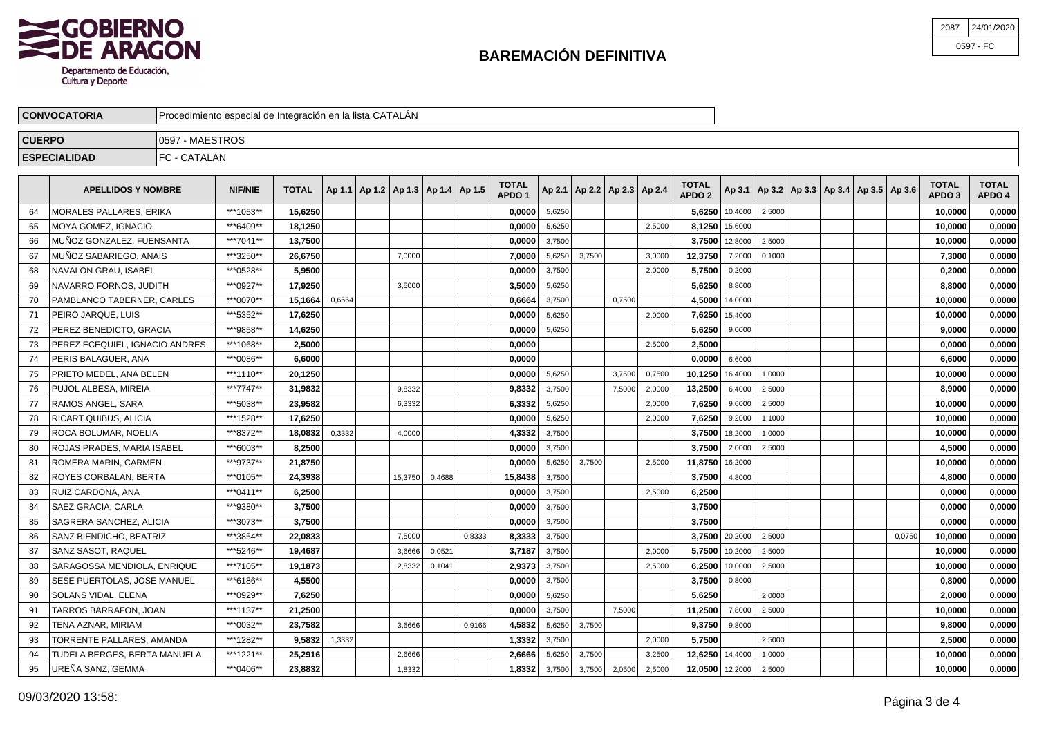# BAREMACIÓN DEFINITIVA

| 2087 | 24/01/2020 |
|---|---|
| 0597 - FC | |

| | |
|---|---|
| **CONVOCATORIA** | Procedimiento especial de Integración en la lista CATALÁN |
| **CUERPO** | 0597 - MAESTROS |
| **ESPECIALIDAD** | FC - CATALAN |

| | APELLIDOS Y NOMBRE | NIF/NIE | TOTAL | Ap 1.1 | Ap 1.2 | Ap 1.3 | Ap 1.4 | Ap 1.5 | TOTAL APDO 1 | Ap 2.1 | Ap 2.2 | Ap 2.3 | Ap 2.4 | TOTAL APDO 2 | Ap 3.1 | Ap 3.2 | Ap 3.3 | Ap 3.4 | Ap 3.5 | Ap 3.6 | TOTAL APDO 3 | TOTAL APDO 4 |
|---|---|---|---|---|---|---|---|---|---|---|---|---|---|---|---|---|---|---|---|---|---|---|
| 64 | MORALES PALLARES, ERIKA | ***1053** | **15,6250** | | | | | | **0,0000** | 5,6250 | | | | **5,6250** | 10,4000 | 2,5000 | | | | | **10,0000** | **0,0000** |
| 65 | MOYA GOMEZ, IGNACIO | ***6409** | **18,1250** | | | | | | **0,0000** | 5,6250 | | | 2,5000 | **8,1250** | 15,6000 | | | | | | **10,0000** | **0,0000** |
| 66 | MUÑOZ GONZALEZ, FUENSANTA | ***7041** | **13,7500** | | | | | | **0,0000** | 3,7500 | | | | **3,7500** | 12,8000 | 2,5000 | | | | | **10,0000** | **0,0000** |
| 67 | MUÑOZ SABARIEGO, ANAIS | ***3250** | **26,6750** | | | 7,0000 | | | **7,0000** | 5,6250 | 3,7500 | | 3,0000 | **12,3750** | 7,2000 | 0,1000 | | | | | **7,3000** | **0,0000** |
| 68 | NAVALON GRAU, ISABEL | ***0528** | **5,9500** | | | | | | **0,0000** | 3,7500 | | | 2,0000 | **5,7500** | 0,2000 | | | | | | **0,2000** | **0,0000** |
| 69 | NAVARRO FORNOS, JUDITH | ***0927** | **17,9250** | | | 3,5000 | | | **3,5000** | 5,6250 | | | | **5,6250** | 8,8000 | | | | | | **8,8000** | **0,0000** |
| 70 | PAMBLANCO TABERNER, CARLES | ***0070** | **15,1664** | 0,6664 | | | | | **0,6664** | 3,7500 | | 0,7500 | | **4,5000** | 14,0000 | | | | | | **10,0000** | **0,0000** |
| 71 | PEIRO JARQUE, LUIS | ***5352** | **17,6250** | | | | | | **0,0000** | 5,6250 | | | 2,0000 | **7,6250** | 15,4000 | | | | | | **10,0000** | **0,0000** |
| 72 | PEREZ BENEDICTO, GRACIA | ***9858** | **14,6250** | | | | | | **0,0000** | 5,6250 | | | | **5,6250** | 9,0000 | | | | | | **9,0000** | **0,0000** |
| 73 | PEREZ ECEQUIEL, IGNACIO ANDRES | ***1068** | **2,5000** | | | | | | **0,0000** | | | | 2,5000 | **2,5000** | | | | | | | **0,0000** | **0,0000** |
| 74 | PERIS BALAGUER, ANA | ***0086** | **6,6000** | | | | | | **0,0000** | | | | | **0,0000** | 6,6000 | | | | | | **6,6000** | **0,0000** |
| 75 | PRIETO MEDEL, ANA BELEN | ***1110** | **20,1250** | | | | | | **0,0000** | 5,6250 | | 3,7500 | 0,7500 | **10,1250** | 16,4000 | 1,0000 | | | | | **10,0000** | **0,0000** |
| 76 | PUJOL ALBESA, MIREIA | ***7747** | **31,9832** | | | 9,8332 | | | **9,8332** | 3,7500 | | 7,5000 | 2,0000 | **13,2500** | 6,4000 | 2,5000 | | | | | **8,9000** | **0,0000** |
| 77 | RAMOS ANGEL, SARA | ***5038** | **23,9582** | | | 6,3332 | | | **6,3332** | 5,6250 | | | 2,0000 | **7,6250** | 9,6000 | 2,5000 | | | | | **10,0000** | **0,0000** |
| 78 | RICART QUIBUS, ALICIA | ***1528** | **17,6250** | | | | | | **0,0000** | 5,6250 | | | 2,0000 | **7,6250** | 9,2000 | 1,1000 | | | | | **10,0000** | **0,0000** |
| 79 | ROCA BOLUMAR, NOELIA | ***8372** | **18,0832** | 0,3332 | | 4,0000 | | | **4,3332** | 3,7500 | | | | **3,7500** | 18,2000 | 1,0000 | | | | | **10,0000** | **0,0000** |
| 80 | ROJAS PRADES, MARIA ISABEL | ***6003** | **8,2500** | | | | | | **0,0000** | 3,7500 | | | | **3,7500** | 2,0000 | 2,5000 | | | | | **4,5000** | **0,0000** |
| 81 | ROMERA MARIN, CARMEN | ***9737** | **21,8750** | | | | | | **0,0000** | 5,6250 | 3,7500 | | 2,5000 | **11,8750** | 16,2000 | | | | | | **10,0000** | **0,0000** |
| 82 | ROYES CORBALAN, BERTA | ***0105** | **24,3938** | | | 15,3750 | 0,4688 | | **15,8438** | 3,7500 | | | | **3,7500** | 4,8000 | | | | | | **4,8000** | **0,0000** |
| 83 | RUIZ CARDONA, ANA | ***0411** | **6,2500** | | | | | | **0,0000** | 3,7500 | | | 2,5000 | **6,2500** | | | | | | | **0,0000** | **0,0000** |
| 84 | SAEZ GRACIA, CARLA | ***9380** | **3,7500** | | | | | | **0,0000** | 3,7500 | | | | **3,7500** | | | | | | | **0,0000** | **0,0000** |
| 85 | SAGRERA SANCHEZ, ALICIA | ***3073** | **3,7500** | | | | | | **0,0000** | 3,7500 | | | | **3,7500** | | | | | | | **0,0000** | **0,0000** |
| 86 | SANZ BIENDICHO, BEATRIZ | ***3854** | **22,0833** | | | 7,5000 | | 0,8333 | **8,3333** | 3,7500 | | | | **3,7500** | 20,2000 | 2,5000 | | | | 0,0750 | **10,0000** | **0,0000** |
| 87 | SANZ SASOT, RAQUEL | ***5246** | **19,4687** | | | 3,6666 | 0,0521 | | **3,7187** | 3,7500 | | | 2,0000 | **5,7500** | 10,2000 | 2,5000 | | | | | **10,0000** | **0,0000** |
| 88 | SARAGOSSA MENDIOLA, ENRIQUE | ***7105** | **19,1873** | | | 2,8332 | 0,1041 | | **2,9373** | 3,7500 | | | 2,5000 | **6,2500** | 10,0000 | 2,5000 | | | | | **10,0000** | **0,0000** |
| 89 | SESE PUERTOLAS, JOSE MANUEL | ***6186** | **4,5500** | | | | | | **0,0000** | 3,7500 | | | | **3,7500** | 0,8000 | | | | | | **0,8000** | **0,0000** |
| 90 | SOLANS VIDAL, ELENA | ***0929** | **7,6250** | | | | | | **0,0000** | 5,6250 | | | | **5,6250** | | 2,0000 | | | | | **2,0000** | **0,0000** |
| 91 | TARROS BARRAFON, JOAN | ***1137** | **21,2500** | | | | | | **0,0000** | 3,7500 | | 7,5000 | | **11,2500** | 7,8000 | 2,5000 | | | | | **10,0000** | **0,0000** |
| 92 | TENA AZNAR, MIRIAM | ***0032** | **23,7582** | | | 3,6666 | | 0,9166 | **4,5832** | 5,6250 | 3,7500 | | | **9,3750** | 9,8000 | | | | | | **9,8000** | **0,0000** |
| 93 | TORRENTE PALLARES, AMANDA | ***1282** | **9,5832** | 1,3332 | | | | | **1,3332** | 3,7500 | | | 2,0000 | **5,7500** | | 2,5000 | | | | | **2,5000** | **0,0000** |
| 94 | TUDELA BERGES, BERTA MANUELA | ***1221** | **25,2916** | | | 2,6666 | | | **2,6666** | 5,6250 | 3,7500 | | 3,2500 | **12,6250** | 14,4000 | 1,0000 | | | | | **10,0000** | **0,0000** |
| 95 | UREÑA SANZ, GEMMA | ***0406** | **23,8832** | | | 1,8332 | | | **1,8332** | 3,7500 | 3,7500 | 2,0500 | 2,5000 | **12,0500** | 12,2000 | 2,5000 | | | | | **10,0000** | **0,0000** |

09/03/2020 13:58: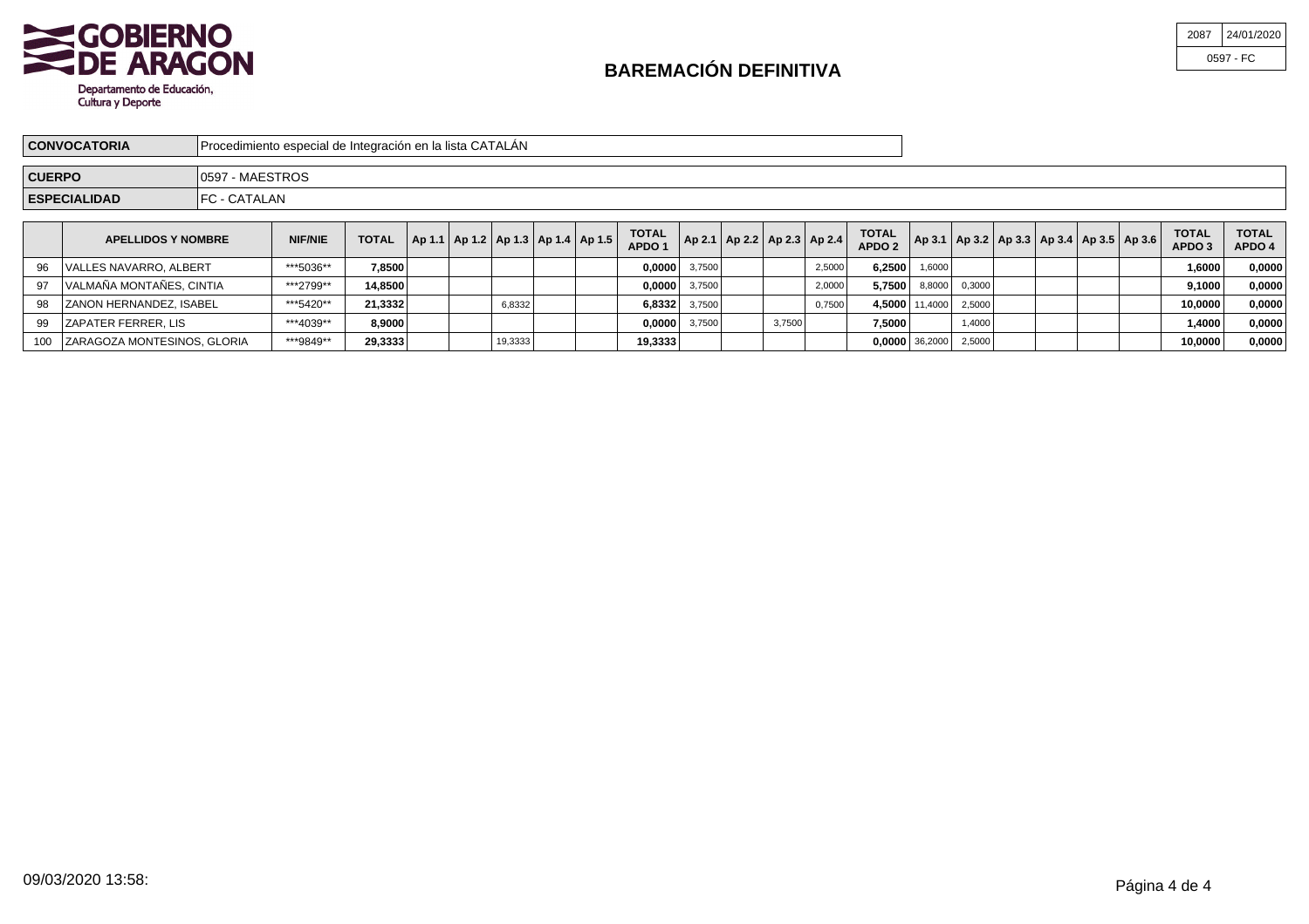| 2087 | 24/01/2020 |
|---|---|
| 0597 - FC | |

**GOBIERNO DE ARAGON**
Departamento de Educación, Cultura y Deporte

# BAREMACIÓN DEFINITIVA

| | |
|---|---|
| **CONVOCATORIA** | Procedimiento especial de Integración en la lista CATALÁN |
| **CUERPO** | 0597 - MAESTROS |
| **ESPECIALIDAD** | FC - CATALAN |

| | APELLIDOS Y NOMBRE | NIF/NIE | TOTAL | Ap 1.1 | Ap 1.2 | Ap 1.3 | Ap 1.4 | Ap 1.5 | TOTAL APDO 1 | Ap 2.1 | Ap 2.2 | Ap 2.3 | Ap 2.4 | TOTAL APDO 2 | Ap 3.1 | Ap 3.2 | Ap 3.3 | Ap 3.4 | Ap 3.5 | Ap 3.6 | TOTAL APDO 3 | TOTAL APDO 4 |
|---|---|---|---|---|---|---|---|---|---|---|---|---|---|---|---|---|---|---|---|---|---|---|
| 96 | VALLES NAVARRO, ALBERT | ***5036** | **7,8500** | | | | | | **0,0000** | 3,7500 | | | 2,5000 | **6,2500** | 1,6000 | | | | | | **1,6000** | **0,0000** |
| 97 | VALMAÑA MONTAÑES, CINTIA | ***2799** | **14,8500** | | | | | | **0,0000** | 3,7500 | | | 2,0000 | **5,7500** | 8,8000 | 0,3000 | | | | | **9,1000** | **0,0000** |
| 98 | ZANON HERNANDEZ, ISABEL | ***5420** | **21,3332** | | | 6,8332 | | | **6,8332** | 3,7500 | | | 0,7500 | **4,5000** | 11,4000 | 2,5000 | | | | | **10,0000** | **0,0000** |
| 99 | ZAPATER FERRER, LIS | ***4039** | **8,9000** | | | | | | **0,0000** | 3,7500 | | 3,7500 | | **7,5000** | | 1,4000 | | | | | **1,4000** | **0,0000** |
| 100 | ZARAGOZA MONTESINOS, GLORIA | ***9849** | **29,3333** | | | 19,3333 | | | **19,3333** | | | | | **0,0000** | 36,2000 | 2,5000 | | | | | **10,0000** | **0,0000** |